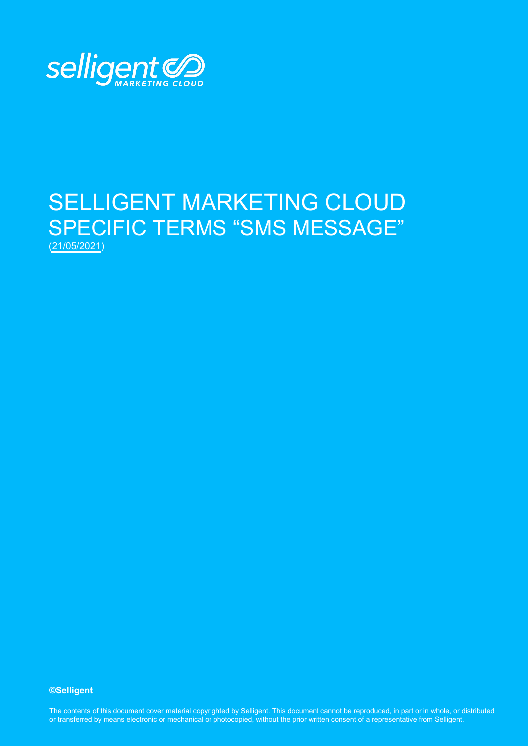selligent MARKETING CLOUD

# SELLIGENT MARKETING CLOUD SPECIFIC TERMS "SMS MESSAGE"

(21/05/2021)

**©Selligent**

The contents of this document cover material copyrighted by Selligent. This document cannot be reproduced, in part or in whole, or distributed or transferred by means electronic or mechanical or photocopied, without the prior written consent of a representative from Selligent.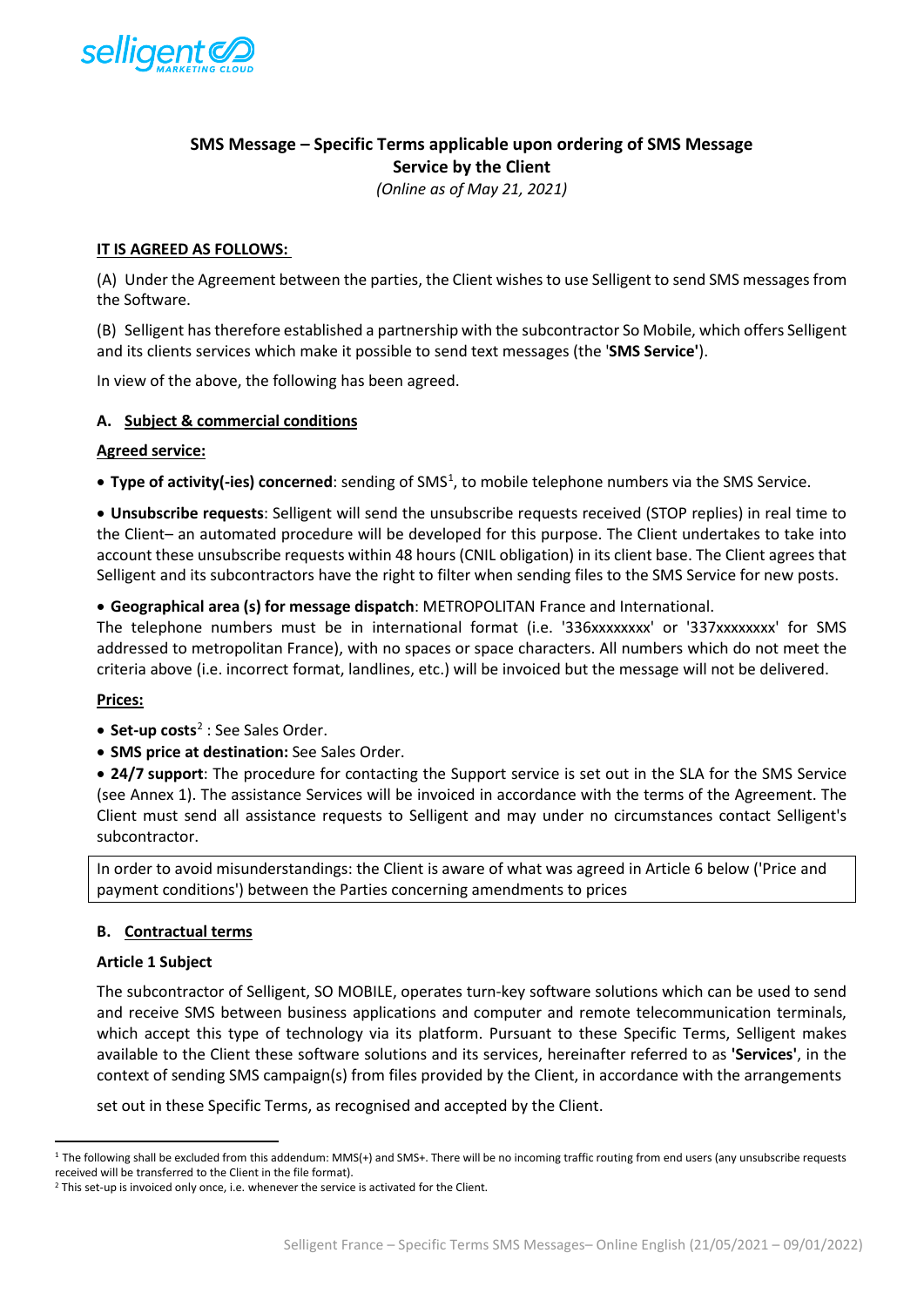## SMS Message – Specific Terms applicable upon ordering of SMS Message Service by the Client

*(Online as of May 21, 2021)*

**IT IS AGREED AS FOLLOWS:**

(A) Under the Agreement between the parties, the Client wishes to use Selligent to send SMS messages from the Software.

(B) Selligent has therefore established a partnership with the subcontractor So Mobile, which offers Selligent and its clients services which make it possible to send text messages (the '**SMS Service'**).

In view of the above, the following has been agreed.

### A. Subject & commercial conditions

**Agreed service:**

- **Type of activity(-ies) concerned**: sending of SMS[1], to mobile telephone numbers via the SMS Service.
- **Unsubscribe requests**: Selligent will send the unsubscribe requests received (STOP replies) in real time to the Client– an automated procedure will be developed for this purpose. The Client undertakes to take into account these unsubscribe requests within 48 hours (CNIL obligation) in its client base. The Client agrees that Selligent and its subcontractors have the right to filter when sending files to the SMS Service for new posts.
- **Geographical area (s) for message dispatch**: METROPOLITAN France and International.

The telephone numbers must be in international format (i.e. '336xxxxxxxx' or '337xxxxxxxx' for SMS addressed to metropolitan France), with no spaces or space characters. All numbers which do not meet the criteria above (i.e. incorrect format, landlines, etc.) will be invoiced but the message will not be delivered.

**Prices:**

- **Set-up costs**[2] : See Sales Order.
- **SMS price at destination:** See Sales Order.
- **24/7 support**: The procedure for contacting the Support service is set out in the SLA for the SMS Service (see Annex 1). The assistance Services will be invoiced in accordance with the terms of the Agreement. The Client must send all assistance requests to Selligent and may under no circumstances contact Selligent's subcontractor.

In order to avoid misunderstandings: the Client is aware of what was agreed in Article 6 below ('Price and payment conditions') between the Parties concerning amendments to prices

### B. Contractual terms

**Article 1 Subject**

The subcontractor of Selligent, SO MOBILE, operates turn-key software solutions which can be used to send and receive SMS between business applications and computer and remote telecommunication terminals, which accept this type of technology via its platform. Pursuant to these Specific Terms, Selligent makes available to the Client these software solutions and its services, hereinafter referred to as **'Services'**, in the context of sending SMS campaign(s) from files provided by the Client, in accordance with the arrangements

set out in these Specific Terms, as recognised and accepted by the Client.

---

[1] The following shall be excluded from this addendum: MMS(+) and SMS+. There will be no incoming traffic routing from end users (any unsubscribe requests received will be transferred to the Client in the file format).

[2] This set-up is invoiced only once, i.e. whenever the service is activated for the Client.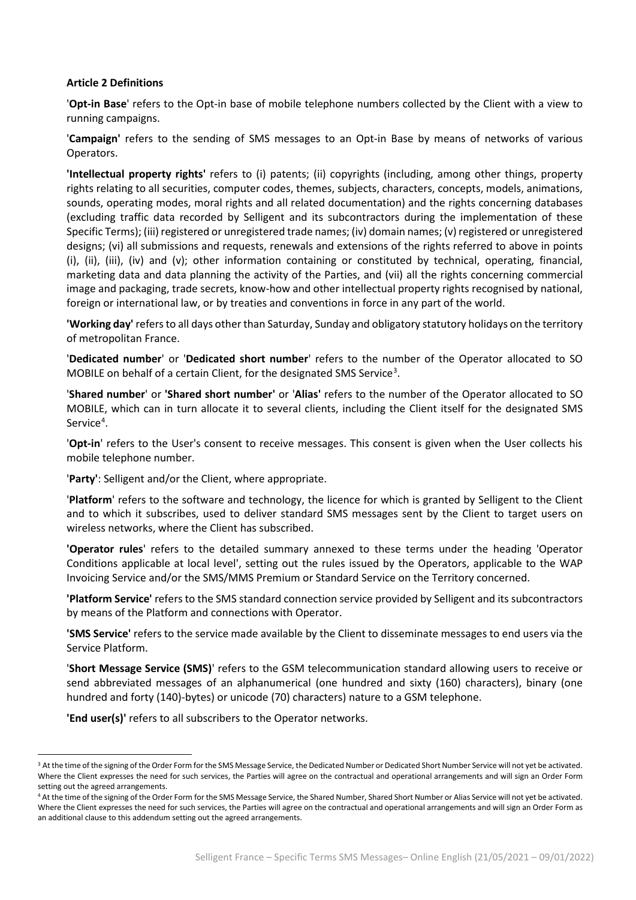**Article 2 Definitions**

'**Opt-in Base**' refers to the Opt-in base of mobile telephone numbers collected by the Client with a view to running campaigns.

'**Campaign'** refers to the sending of SMS messages to an Opt-in Base by means of networks of various Operators.

**'Intellectual property rights'** refers to (i) patents; (ii) copyrights (including, among other things, property rights relating to all securities, computer codes, themes, subjects, characters, concepts, models, animations, sounds, operating modes, moral rights and all related documentation) and the rights concerning databases (excluding traffic data recorded by Selligent and its subcontractors during the implementation of these Specific Terms); (iii) registered or unregistered trade names; (iv) domain names; (v) registered or unregistered designs; (vi) all submissions and requests, renewals and extensions of the rights referred to above in points (i), (ii), (iii), (iv) and (v); other information containing or constituted by technical, operating, financial, marketing data and data planning the activity of the Parties, and (vii) all the rights concerning commercial image and packaging, trade secrets, know-how and other intellectual property rights recognised by national, foreign or international law, or by treaties and conventions in force in any part of the world.

**'Working day'** refers to all days other than Saturday, Sunday and obligatory statutory holidays on the territory of metropolitan France.

'**Dedicated number**' or '**Dedicated short number**' refers to the number of the Operator allocated to SO MOBILE on behalf of a certain Client, for the designated SMS Service[3].

'**Shared number**' or **'Shared short number'** or '**Alias'** refers to the number of the Operator allocated to SO MOBILE, which can in turn allocate it to several clients, including the Client itself for the designated SMS Service[4].

'**Opt-in**' refers to the User's consent to receive messages. This consent is given when the User collects his mobile telephone number.

'**Party'**: Selligent and/or the Client, where appropriate.

'**Platform**' refers to the software and technology, the licence for which is granted by Selligent to the Client and to which it subscribes, used to deliver standard SMS messages sent by the Client to target users on wireless networks, where the Client has subscribed.

**'Operator rules**' refers to the detailed summary annexed to these terms under the heading 'Operator Conditions applicable at local level', setting out the rules issued by the Operators, applicable to the WAP Invoicing Service and/or the SMS/MMS Premium or Standard Service on the Territory concerned.

**'Platform Service'** refers to the SMS standard connection service provided by Selligent and its subcontractors by means of the Platform and connections with Operator.

**'SMS Service'** refers to the service made available by the Client to disseminate messages to end users via the Service Platform.

'**Short Message Service (SMS)**' refers to the GSM telecommunication standard allowing users to receive or send abbreviated messages of an alphanumerical (one hundred and sixty (160) characters), binary (one hundred and forty (140)-bytes) or unicode (70) characters) nature to a GSM telephone.

**'End user(s)'** refers to all subscribers to the Operator networks.

---

[3] At the time of the signing of the Order Form for the SMS Message Service, the Dedicated Number or Dedicated Short Number Service will not yet be activated. Where the Client expresses the need for such services, the Parties will agree on the contractual and operational arrangements and will sign an Order Form setting out the agreed arrangements.

[4] At the time of the signing of the Order Form for the SMS Message Service, the Shared Number, Shared Short Number or Alias Service will not yet be activated. Where the Client expresses the need for such services, the Parties will agree on the contractual and operational arrangements and will sign an Order Form as an additional clause to this addendum setting out the agreed arrangements.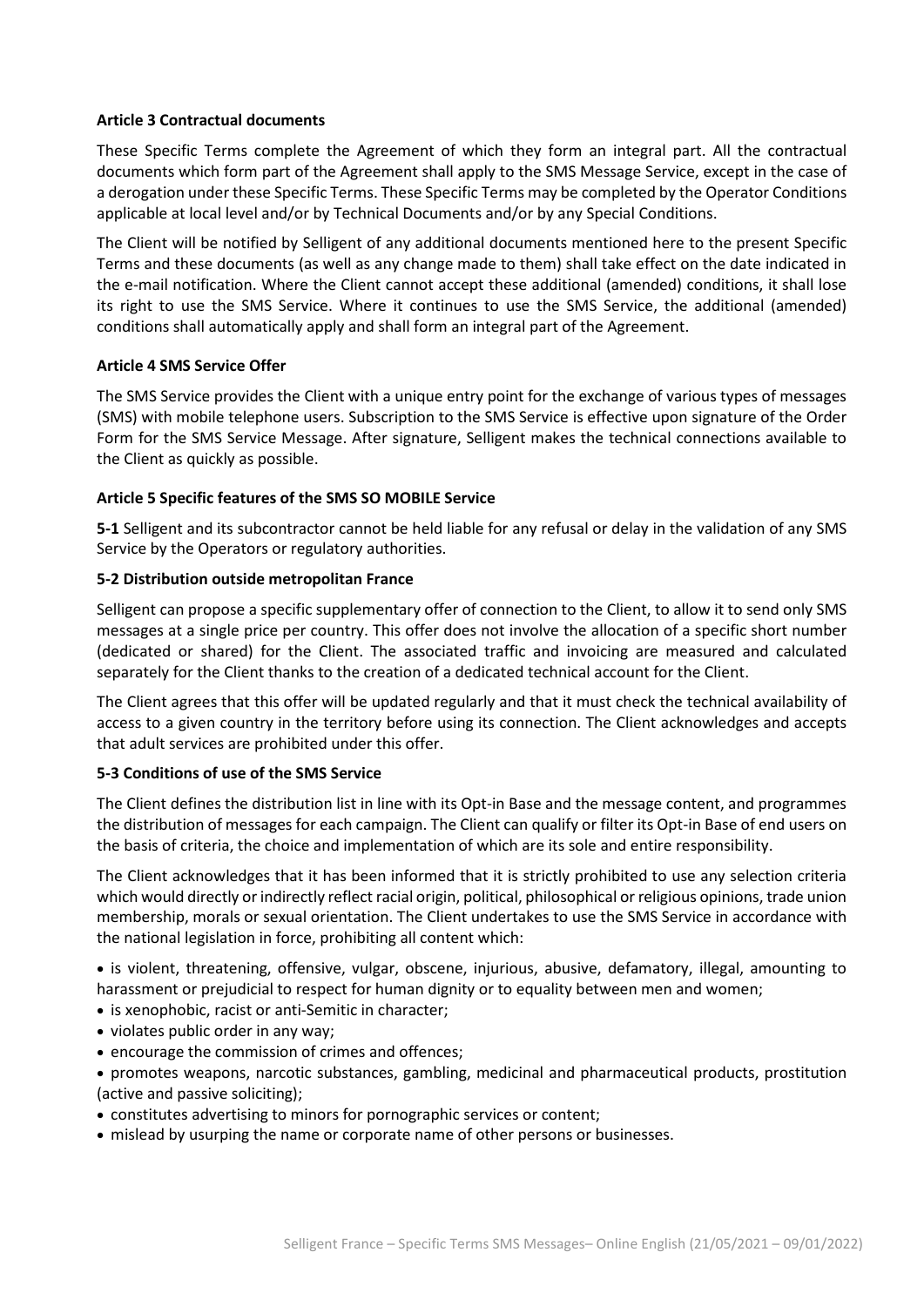**Article 3 Contractual documents**

These Specific Terms complete the Agreement of which they form an integral part. All the contractual documents which form part of the Agreement shall apply to the SMS Message Service, except in the case of a derogation under these Specific Terms. These Specific Terms may be completed by the Operator Conditions applicable at local level and/or by Technical Documents and/or by any Special Conditions.

The Client will be notified by Selligent of any additional documents mentioned here to the present Specific Terms and these documents (as well as any change made to them) shall take effect on the date indicated in the e-mail notification. Where the Client cannot accept these additional (amended) conditions, it shall lose its right to use the SMS Service. Where it continues to use the SMS Service, the additional (amended) conditions shall automatically apply and shall form an integral part of the Agreement.

**Article 4 SMS Service Offer**

The SMS Service provides the Client with a unique entry point for the exchange of various types of messages (SMS) with mobile telephone users. Subscription to the SMS Service is effective upon signature of the Order Form for the SMS Service Message. After signature, Selligent makes the technical connections available to the Client as quickly as possible.

**Article 5 Specific features of the SMS SO MOBILE Service**

**5-1** Selligent and its subcontractor cannot be held liable for any refusal or delay in the validation of any SMS Service by the Operators or regulatory authorities.

**5-2 Distribution outside metropolitan France**

Selligent can propose a specific supplementary offer of connection to the Client, to allow it to send only SMS messages at a single price per country. This offer does not involve the allocation of a specific short number (dedicated or shared) for the Client. The associated traffic and invoicing are measured and calculated separately for the Client thanks to the creation of a dedicated technical account for the Client.

The Client agrees that this offer will be updated regularly and that it must check the technical availability of access to a given country in the territory before using its connection. The Client acknowledges and accepts that adult services are prohibited under this offer.

**5-3 Conditions of use of the SMS Service**

The Client defines the distribution list in line with its Opt-in Base and the message content, and programmes the distribution of messages for each campaign. The Client can qualify or filter its Opt-in Base of end users on the basis of criteria, the choice and implementation of which are its sole and entire responsibility.

The Client acknowledges that it has been informed that it is strictly prohibited to use any selection criteria which would directly or indirectly reflect racial origin, political, philosophical or religious opinions, trade union membership, morals or sexual orientation. The Client undertakes to use the SMS Service in accordance with the national legislation in force, prohibiting all content which:

- is violent, threatening, offensive, vulgar, obscene, injurious, abusive, defamatory, illegal, amounting to harassment or prejudicial to respect for human dignity or to equality between men and women;
- is xenophobic, racist or anti-Semitic in character;
- violates public order in any way;
- encourage the commission of crimes and offences;
- promotes weapons, narcotic substances, gambling, medicinal and pharmaceutical products, prostitution (active and passive soliciting);
- constitutes advertising to minors for pornographic services or content;
- mislead by usurping the name or corporate name of other persons or businesses.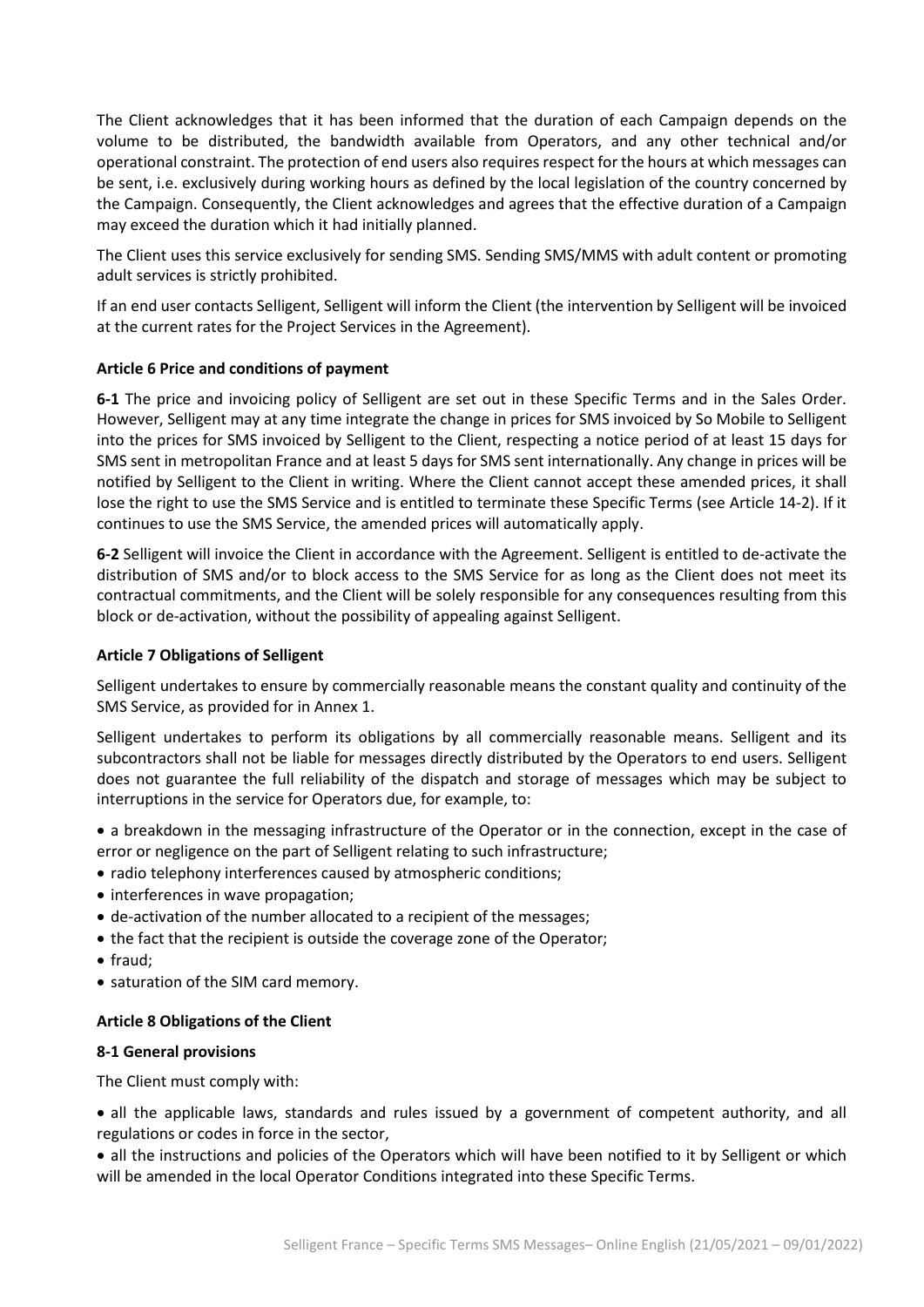The Client acknowledges that it has been informed that the duration of each Campaign depends on the volume to be distributed, the bandwidth available from Operators, and any other technical and/or operational constraint. The protection of end users also requires respect for the hours at which messages can be sent, i.e. exclusively during working hours as defined by the local legislation of the country concerned by the Campaign. Consequently, the Client acknowledges and agrees that the effective duration of a Campaign may exceed the duration which it had initially planned.

The Client uses this service exclusively for sending SMS. Sending SMS/MMS with adult content or promoting adult services is strictly prohibited.

If an end user contacts Selligent, Selligent will inform the Client (the intervention by Selligent will be invoiced at the current rates for the Project Services in the Agreement).

**Article 6 Price and conditions of payment**

**6-1** The price and invoicing policy of Selligent are set out in these Specific Terms and in the Sales Order. However, Selligent may at any time integrate the change in prices for SMS invoiced by So Mobile to Selligent into the prices for SMS invoiced by Selligent to the Client, respecting a notice period of at least 15 days for SMS sent in metropolitan France and at least 5 days for SMS sent internationally. Any change in prices will be notified by Selligent to the Client in writing. Where the Client cannot accept these amended prices, it shall lose the right to use the SMS Service and is entitled to terminate these Specific Terms (see Article 14-2). If it continues to use the SMS Service, the amended prices will automatically apply.

**6-2** Selligent will invoice the Client in accordance with the Agreement. Selligent is entitled to de-activate the distribution of SMS and/or to block access to the SMS Service for as long as the Client does not meet its contractual commitments, and the Client will be solely responsible for any consequences resulting from this block or de-activation, without the possibility of appealing against Selligent.

**Article 7 Obligations of Selligent**

Selligent undertakes to ensure by commercially reasonable means the constant quality and continuity of the SMS Service, as provided for in Annex 1.

Selligent undertakes to perform its obligations by all commercially reasonable means. Selligent and its subcontractors shall not be liable for messages directly distributed by the Operators to end users. Selligent does not guarantee the full reliability of the dispatch and storage of messages which may be subject to interruptions in the service for Operators due, for example, to:

- a breakdown in the messaging infrastructure of the Operator or in the connection, except in the case of error or negligence on the part of Selligent relating to such infrastructure;
- radio telephony interferences caused by atmospheric conditions;
- interferences in wave propagation;
- de-activation of the number allocated to a recipient of the messages;
- the fact that the recipient is outside the coverage zone of the Operator;
- fraud;
- saturation of the SIM card memory.

**Article 8 Obligations of the Client**

**8-1 General provisions**

The Client must comply with:

- all the applicable laws, standards and rules issued by a government of competent authority, and all regulations or codes in force in the sector,
- all the instructions and policies of the Operators which will have been notified to it by Selligent or which will be amended in the local Operator Conditions integrated into these Specific Terms.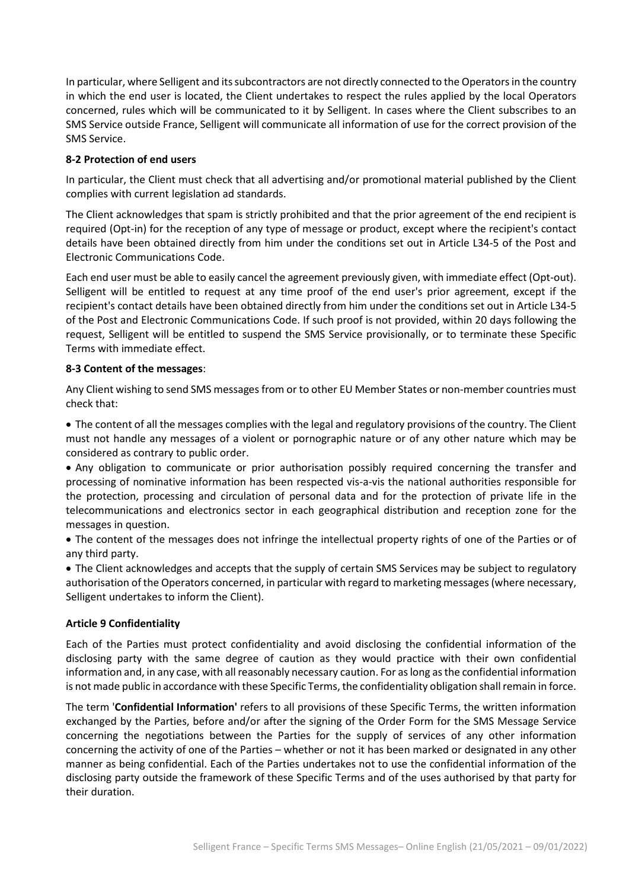In particular, where Selligent and its subcontractors are not directly connected to the Operators in the country in which the end user is located, the Client undertakes to respect the rules applied by the local Operators concerned, rules which will be communicated to it by Selligent. In cases where the Client subscribes to an SMS Service outside France, Selligent will communicate all information of use for the correct provision of the SMS Service.

**8-2 Protection of end users**

In particular, the Client must check that all advertising and/or promotional material published by the Client complies with current legislation ad standards.

The Client acknowledges that spam is strictly prohibited and that the prior agreement of the end recipient is required (Opt-in) for the reception of any type of message or product, except where the recipient's contact details have been obtained directly from him under the conditions set out in Article L34-5 of the Post and Electronic Communications Code.

Each end user must be able to easily cancel the agreement previously given, with immediate effect (Opt-out). Selligent will be entitled to request at any time proof of the end user's prior agreement, except if the recipient's contact details have been obtained directly from him under the conditions set out in Article L34-5 of the Post and Electronic Communications Code. If such proof is not provided, within 20 days following the request, Selligent will be entitled to suspend the SMS Service provisionally, or to terminate these Specific Terms with immediate effect.

**8-3 Content of the messages**:

Any Client wishing to send SMS messages from or to other EU Member States or non-member countries must check that:

- The content of all the messages complies with the legal and regulatory provisions of the country. The Client must not handle any messages of a violent or pornographic nature or of any other nature which may be considered as contrary to public order.
- Any obligation to communicate or prior authorisation possibly required concerning the transfer and processing of nominative information has been respected vis-a-vis the national authorities responsible for the protection, processing and circulation of personal data and for the protection of private life in the telecommunications and electronics sector in each geographical distribution and reception zone for the messages in question.
- The content of the messages does not infringe the intellectual property rights of one of the Parties or of any third party.
- The Client acknowledges and accepts that the supply of certain SMS Services may be subject to regulatory authorisation of the Operators concerned, in particular with regard to marketing messages (where necessary, Selligent undertakes to inform the Client).

**Article 9 Confidentiality**

Each of the Parties must protect confidentiality and avoid disclosing the confidential information of the disclosing party with the same degree of caution as they would practice with their own confidential information and, in any case, with all reasonably necessary caution. For as long as the confidential information is not made public in accordance with these Specific Terms, the confidentiality obligation shall remain in force.

The term '**Confidential Information'** refers to all provisions of these Specific Terms, the written information exchanged by the Parties, before and/or after the signing of the Order Form for the SMS Message Service concerning the negotiations between the Parties for the supply of services of any other information concerning the activity of one of the Parties – whether or not it has been marked or designated in any other manner as being confidential. Each of the Parties undertakes not to use the confidential information of the disclosing party outside the framework of these Specific Terms and of the uses authorised by that party for their duration.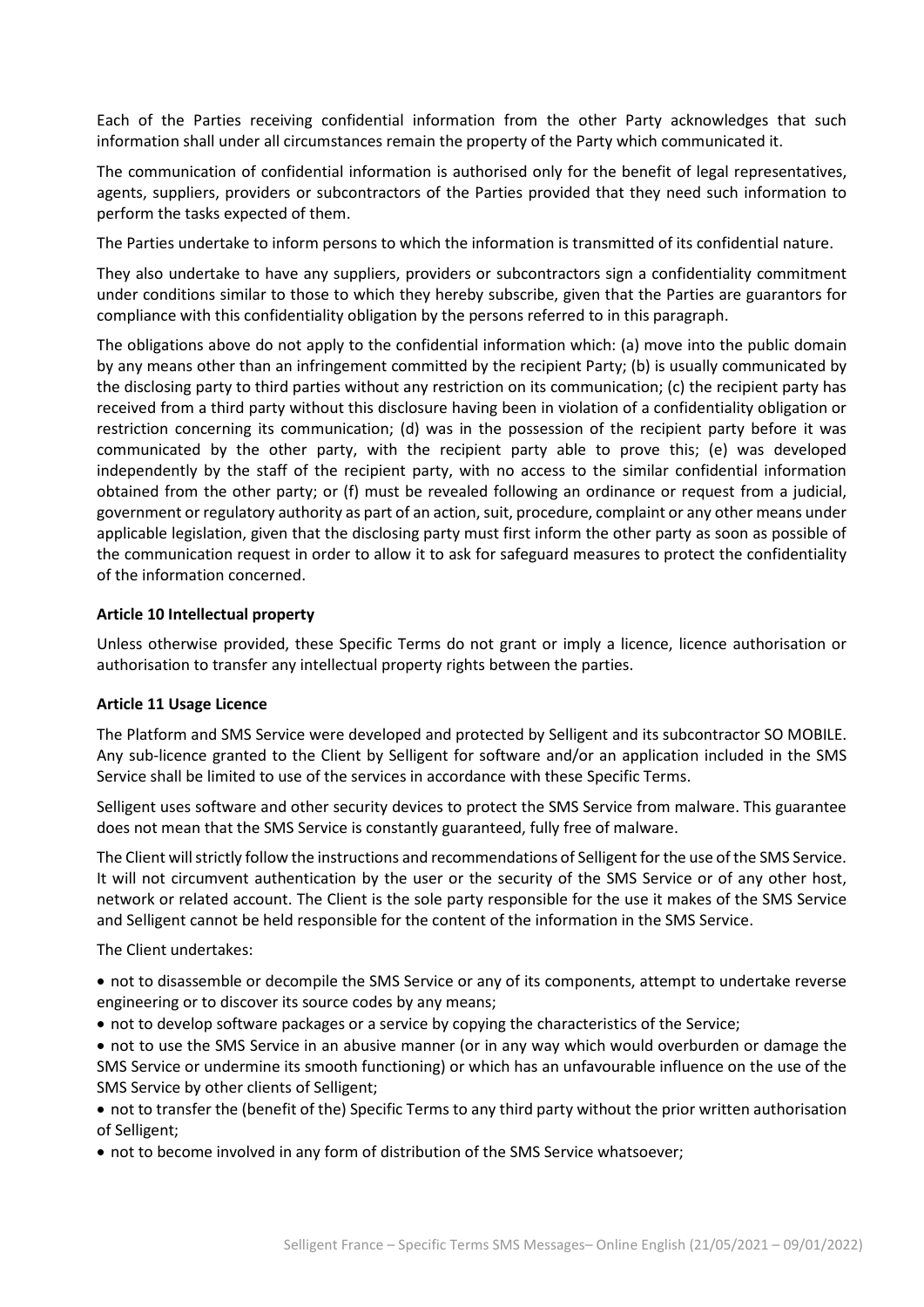Each of the Parties receiving confidential information from the other Party acknowledges that such information shall under all circumstances remain the property of the Party which communicated it.

The communication of confidential information is authorised only for the benefit of legal representatives, agents, suppliers, providers or subcontractors of the Parties provided that they need such information to perform the tasks expected of them.

The Parties undertake to inform persons to which the information is transmitted of its confidential nature.

They also undertake to have any suppliers, providers or subcontractors sign a confidentiality commitment under conditions similar to those to which they hereby subscribe, given that the Parties are guarantors for compliance with this confidentiality obligation by the persons referred to in this paragraph.

The obligations above do not apply to the confidential information which: (a) move into the public domain by any means other than an infringement committed by the recipient Party; (b) is usually communicated by the disclosing party to third parties without any restriction on its communication; (c) the recipient party has received from a third party without this disclosure having been in violation of a confidentiality obligation or restriction concerning its communication; (d) was in the possession of the recipient party before it was communicated by the other party, with the recipient party able to prove this; (e) was developed independently by the staff of the recipient party, with no access to the similar confidential information obtained from the other party; or (f) must be revealed following an ordinance or request from a judicial, government or regulatory authority as part of an action, suit, procedure, complaint or any other means under applicable legislation, given that the disclosing party must first inform the other party as soon as possible of the communication request in order to allow it to ask for safeguard measures to protect the confidentiality of the information concerned.

**Article 10 Intellectual property**

Unless otherwise provided, these Specific Terms do not grant or imply a licence, licence authorisation or authorisation to transfer any intellectual property rights between the parties.

**Article 11 Usage Licence**

The Platform and SMS Service were developed and protected by Selligent and its subcontractor SO MOBILE. Any sub-licence granted to the Client by Selligent for software and/or an application included in the SMS Service shall be limited to use of the services in accordance with these Specific Terms.

Selligent uses software and other security devices to protect the SMS Service from malware. This guarantee does not mean that the SMS Service is constantly guaranteed, fully free of malware.

The Client will strictly follow the instructions and recommendations of Selligent for the use of the SMS Service. It will not circumvent authentication by the user or the security of the SMS Service or of any other host, network or related account. The Client is the sole party responsible for the use it makes of the SMS Service and Selligent cannot be held responsible for the content of the information in the SMS Service.

The Client undertakes:

- not to disassemble or decompile the SMS Service or any of its components, attempt to undertake reverse engineering or to discover its source codes by any means;
- not to develop software packages or a service by copying the characteristics of the Service;
- not to use the SMS Service in an abusive manner (or in any way which would overburden or damage the SMS Service or undermine its smooth functioning) or which has an unfavourable influence on the use of the SMS Service by other clients of Selligent;
- not to transfer the (benefit of the) Specific Terms to any third party without the prior written authorisation of Selligent;
- not to become involved in any form of distribution of the SMS Service whatsoever;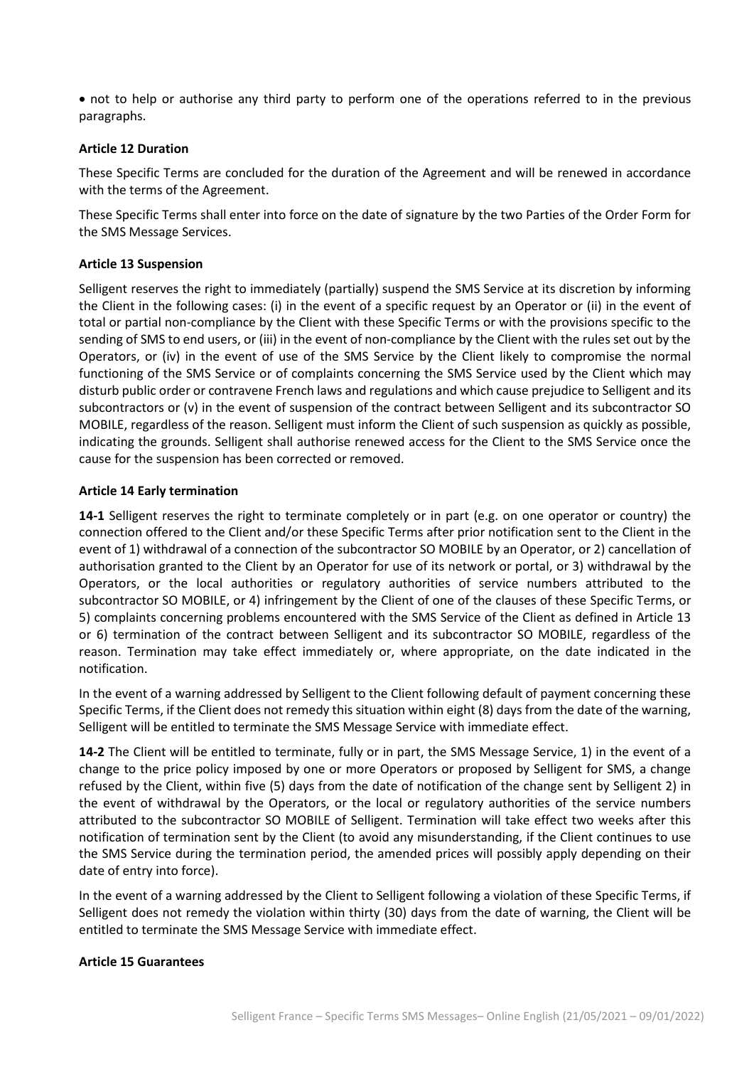- not to help or authorise any third party to perform one of the operations referred to in the previous paragraphs.

**Article 12 Duration**

These Specific Terms are concluded for the duration of the Agreement and will be renewed in accordance with the terms of the Agreement.

These Specific Terms shall enter into force on the date of signature by the two Parties of the Order Form for the SMS Message Services.

**Article 13 Suspension**

Selligent reserves the right to immediately (partially) suspend the SMS Service at its discretion by informing the Client in the following cases: (i) in the event of a specific request by an Operator or (ii) in the event of total or partial non-compliance by the Client with these Specific Terms or with the provisions specific to the sending of SMS to end users, or (iii) in the event of non-compliance by the Client with the rules set out by the Operators, or (iv) in the event of use of the SMS Service by the Client likely to compromise the normal functioning of the SMS Service or of complaints concerning the SMS Service used by the Client which may disturb public order or contravene French laws and regulations and which cause prejudice to Selligent and its subcontractors or (v) in the event of suspension of the contract between Selligent and its subcontractor SO MOBILE, regardless of the reason. Selligent must inform the Client of such suspension as quickly as possible, indicating the grounds. Selligent shall authorise renewed access for the Client to the SMS Service once the cause for the suspension has been corrected or removed.

**Article 14 Early termination**

**14-1** Selligent reserves the right to terminate completely or in part (e.g. on one operator or country) the connection offered to the Client and/or these Specific Terms after prior notification sent to the Client in the event of 1) withdrawal of a connection of the subcontractor SO MOBILE by an Operator, or 2) cancellation of authorisation granted to the Client by an Operator for use of its network or portal, or 3) withdrawal by the Operators, or the local authorities or regulatory authorities of service numbers attributed to the subcontractor SO MOBILE, or 4) infringement by the Client of one of the clauses of these Specific Terms, or 5) complaints concerning problems encountered with the SMS Service of the Client as defined in Article 13 or 6) termination of the contract between Selligent and its subcontractor SO MOBILE, regardless of the reason. Termination may take effect immediately or, where appropriate, on the date indicated in the notification.

In the event of a warning addressed by Selligent to the Client following default of payment concerning these Specific Terms, if the Client does not remedy this situation within eight (8) days from the date of the warning, Selligent will be entitled to terminate the SMS Message Service with immediate effect.

**14-2** The Client will be entitled to terminate, fully or in part, the SMS Message Service, 1) in the event of a change to the price policy imposed by one or more Operators or proposed by Selligent for SMS, a change refused by the Client, within five (5) days from the date of notification of the change sent by Selligent 2) in the event of withdrawal by the Operators, or the local or regulatory authorities of the service numbers attributed to the subcontractor SO MOBILE of Selligent. Termination will take effect two weeks after this notification of termination sent by the Client (to avoid any misunderstanding, if the Client continues to use the SMS Service during the termination period, the amended prices will possibly apply depending on their date of entry into force).

In the event of a warning addressed by the Client to Selligent following a violation of these Specific Terms, if Selligent does not remedy the violation within thirty (30) days from the date of warning, the Client will be entitled to terminate the SMS Message Service with immediate effect.

**Article 15 Guarantees**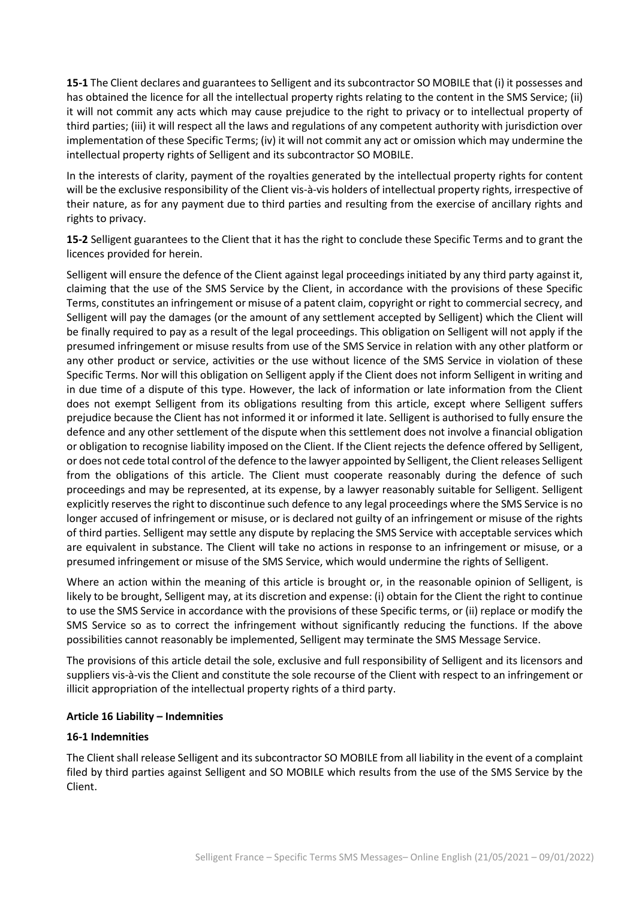**15-1** The Client declares and guarantees to Selligent and its subcontractor SO MOBILE that (i) it possesses and has obtained the licence for all the intellectual property rights relating to the content in the SMS Service; (ii) it will not commit any acts which may cause prejudice to the right to privacy or to intellectual property of third parties; (iii) it will respect all the laws and regulations of any competent authority with jurisdiction over implementation of these Specific Terms; (iv) it will not commit any act or omission which may undermine the intellectual property rights of Selligent and its subcontractor SO MOBILE.

In the interests of clarity, payment of the royalties generated by the intellectual property rights for content will be the exclusive responsibility of the Client vis-à-vis holders of intellectual property rights, irrespective of their nature, as for any payment due to third parties and resulting from the exercise of ancillary rights and rights to privacy.

**15-2** Selligent guarantees to the Client that it has the right to conclude these Specific Terms and to grant the licences provided for herein.

Selligent will ensure the defence of the Client against legal proceedings initiated by any third party against it, claiming that the use of the SMS Service by the Client, in accordance with the provisions of these Specific Terms, constitutes an infringement or misuse of a patent claim, copyright or right to commercial secrecy, and Selligent will pay the damages (or the amount of any settlement accepted by Selligent) which the Client will be finally required to pay as a result of the legal proceedings. This obligation on Selligent will not apply if the presumed infringement or misuse results from use of the SMS Service in relation with any other platform or any other product or service, activities or the use without licence of the SMS Service in violation of these Specific Terms. Nor will this obligation on Selligent apply if the Client does not inform Selligent in writing and in due time of a dispute of this type. However, the lack of information or late information from the Client does not exempt Selligent from its obligations resulting from this article, except where Selligent suffers prejudice because the Client has not informed it or informed it late. Selligent is authorised to fully ensure the defence and any other settlement of the dispute when this settlement does not involve a financial obligation or obligation to recognise liability imposed on the Client. If the Client rejects the defence offered by Selligent, or does not cede total control of the defence to the lawyer appointed by Selligent, the Client releases Selligent from the obligations of this article. The Client must cooperate reasonably during the defence of such proceedings and may be represented, at its expense, by a lawyer reasonably suitable for Selligent. Selligent explicitly reserves the right to discontinue such defence to any legal proceedings where the SMS Service is no longer accused of infringement or misuse, or is declared not guilty of an infringement or misuse of the rights of third parties. Selligent may settle any dispute by replacing the SMS Service with acceptable services which are equivalent in substance. The Client will take no actions in response to an infringement or misuse, or a presumed infringement or misuse of the SMS Service, which would undermine the rights of Selligent.

Where an action within the meaning of this article is brought or, in the reasonable opinion of Selligent, is likely to be brought, Selligent may, at its discretion and expense: (i) obtain for the Client the right to continue to use the SMS Service in accordance with the provisions of these Specific terms, or (ii) replace or modify the SMS Service so as to correct the infringement without significantly reducing the functions. If the above possibilities cannot reasonably be implemented, Selligent may terminate the SMS Message Service.

The provisions of this article detail the sole, exclusive and full responsibility of Selligent and its licensors and suppliers vis-à-vis the Client and constitute the sole recourse of the Client with respect to an infringement or illicit appropriation of the intellectual property rights of a third party.

### Article 16 Liability – Indemnities

#### 16-1 Indemnities

The Client shall release Selligent and its subcontractor SO MOBILE from all liability in the event of a complaint filed by third parties against Selligent and SO MOBILE which results from the use of the SMS Service by the Client.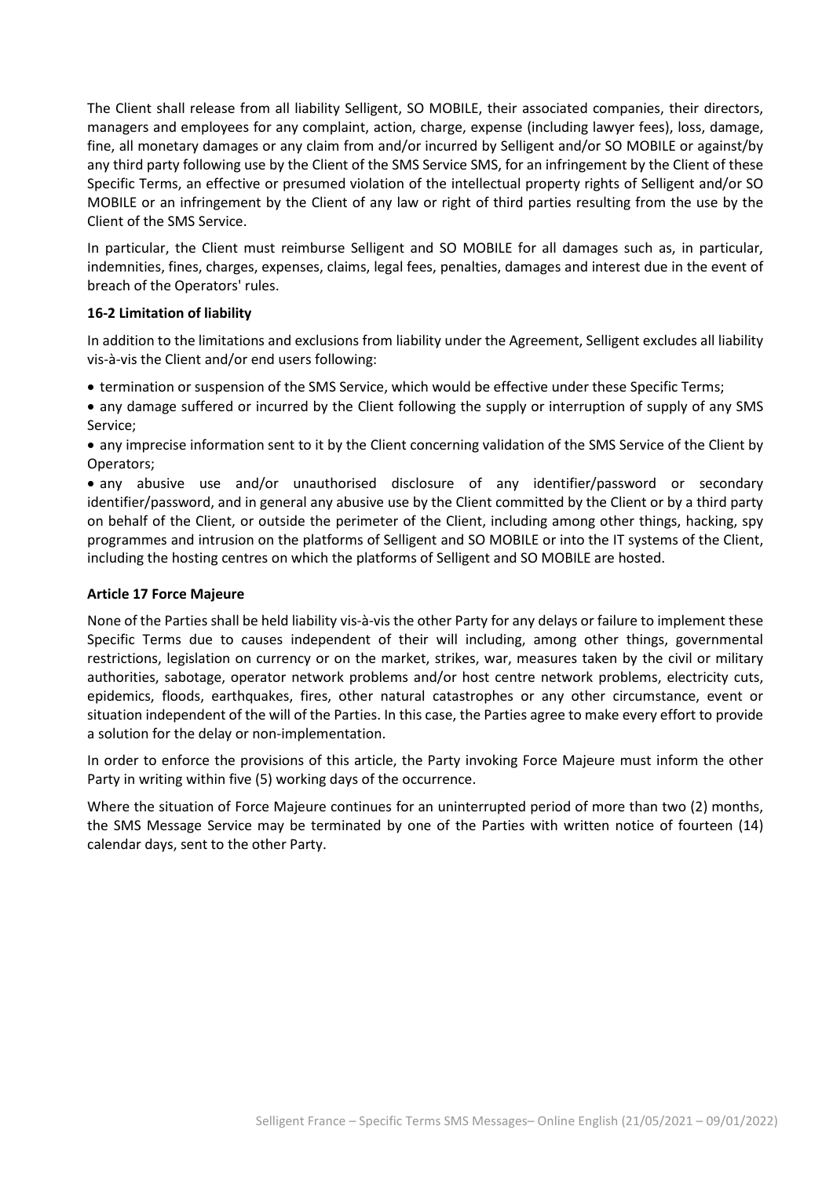The Client shall release from all liability Selligent, SO MOBILE, their associated companies, their directors, managers and employees for any complaint, action, charge, expense (including lawyer fees), loss, damage, fine, all monetary damages or any claim from and/or incurred by Selligent and/or SO MOBILE or against/by any third party following use by the Client of the SMS Service SMS, for an infringement by the Client of these Specific Terms, an effective or presumed violation of the intellectual property rights of Selligent and/or SO MOBILE or an infringement by the Client of any law or right of third parties resulting from the use by the Client of the SMS Service.

In particular, the Client must reimburse Selligent and SO MOBILE for all damages such as, in particular, indemnities, fines, charges, expenses, claims, legal fees, penalties, damages and interest due in the event of breach of the Operators' rules.

**16-2 Limitation of liability**

In addition to the limitations and exclusions from liability under the Agreement, Selligent excludes all liability vis-à-vis the Client and/or end users following:

- termination or suspension of the SMS Service, which would be effective under these Specific Terms;
- any damage suffered or incurred by the Client following the supply or interruption of supply of any SMS Service;
- any imprecise information sent to it by the Client concerning validation of the SMS Service of the Client by Operators;
- any abusive use and/or unauthorised disclosure of any identifier/password or secondary identifier/password, and in general any abusive use by the Client committed by the Client or by a third party on behalf of the Client, or outside the perimeter of the Client, including among other things, hacking, spy programmes and intrusion on the platforms of Selligent and SO MOBILE or into the IT systems of the Client, including the hosting centres on which the platforms of Selligent and SO MOBILE are hosted.

**Article 17 Force Majeure**

None of the Parties shall be held liability vis-à-vis the other Party for any delays or failure to implement these Specific Terms due to causes independent of their will including, among other things, governmental restrictions, legislation on currency or on the market, strikes, war, measures taken by the civil or military authorities, sabotage, operator network problems and/or host centre network problems, electricity cuts, epidemics, floods, earthquakes, fires, other natural catastrophes or any other circumstance, event or situation independent of the will of the Parties. In this case, the Parties agree to make every effort to provide a solution for the delay or non-implementation.

In order to enforce the provisions of this article, the Party invoking Force Majeure must inform the other Party in writing within five (5) working days of the occurrence.

Where the situation of Force Majeure continues for an uninterrupted period of more than two (2) months, the SMS Message Service may be terminated by one of the Parties with written notice of fourteen (14) calendar days, sent to the other Party.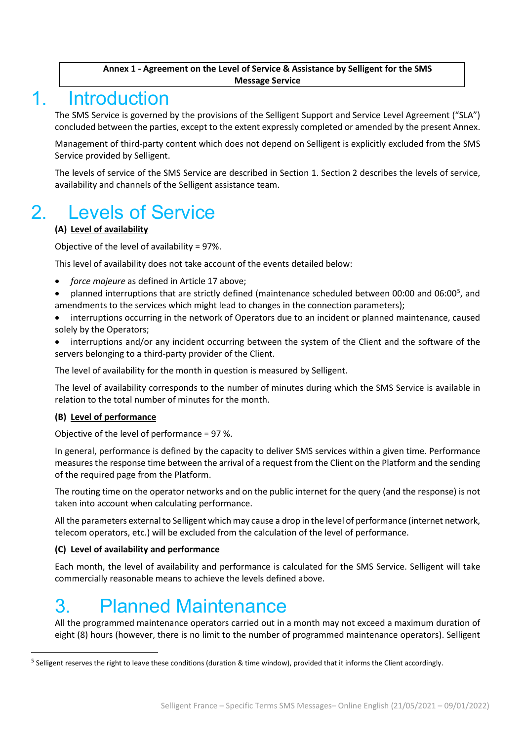**Annex 1 - Agreement on the Level of Service & Assistance by Selligent for the SMS Message Service**

# 1. Introduction

The SMS Service is governed by the provisions of the Selligent Support and Service Level Agreement ("SLA") concluded between the parties, except to the extent expressly completed or amended by the present Annex.

Management of third-party content which does not depend on Selligent is explicitly excluded from the SMS Service provided by Selligent.

The levels of service of the SMS Service are described in Section 1. Section 2 describes the levels of service, availability and channels of the Selligent assistance team.

# 2. Levels of Service

**(A) Level of availability**

Objective of the level of availability = 97%.

This level of availability does not take account of the events detailed below:

- *force majeure* as defined in Article 17 above;
- planned interruptions that are strictly defined (maintenance scheduled between 00:00 and 06:00[5], and amendments to the services which might lead to changes in the connection parameters);
- interruptions occurring in the network of Operators due to an incident or planned maintenance, caused solely by the Operators;
- interruptions and/or any incident occurring between the system of the Client and the software of the servers belonging to a third-party provider of the Client.

The level of availability for the month in question is measured by Selligent.

The level of availability corresponds to the number of minutes during which the SMS Service is available in relation to the total number of minutes for the month.

**(B) Level of performance**

Objective of the level of performance = 97 %.

In general, performance is defined by the capacity to deliver SMS services within a given time. Performance measures the response time between the arrival of a request from the Client on the Platform and the sending of the required page from the Platform.

The routing time on the operator networks and on the public internet for the query (and the response) is not taken into account when calculating performance.

All the parameters external to Selligent which may cause a drop in the level of performance (internet network, telecom operators, etc.) will be excluded from the calculation of the level of performance.

**(C) Level of availability and performance**

Each month, the level of availability and performance is calculated for the SMS Service. Selligent will take commercially reasonable means to achieve the levels defined above.

# 3. Planned Maintenance

All the programmed maintenance operators carried out in a month may not exceed a maximum duration of eight (8) hours (however, there is no limit to the number of programmed maintenance operators). Selligent

---

[5] Selligent reserves the right to leave these conditions (duration & time window), provided that it informs the Client accordingly.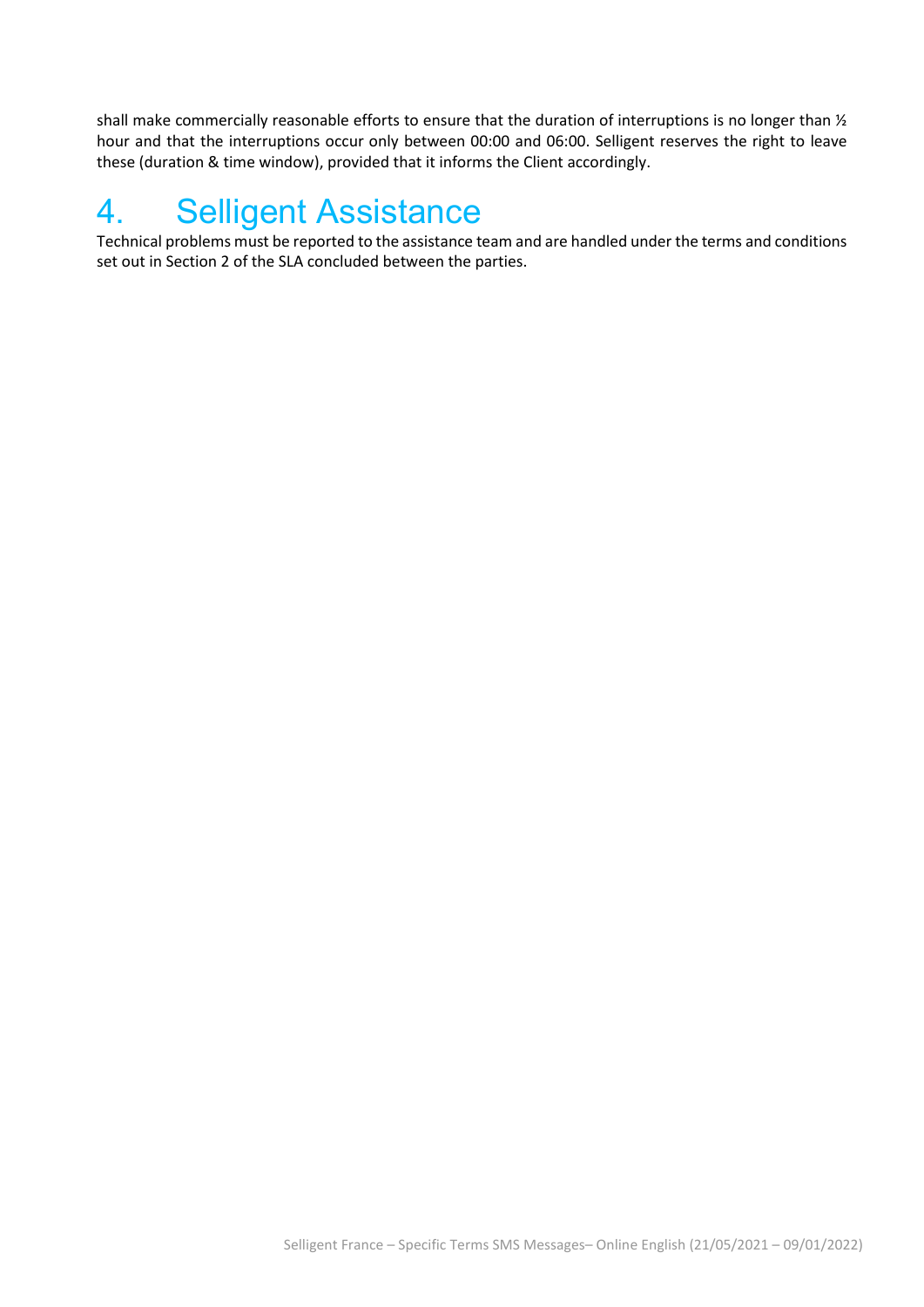shall make commercially reasonable efforts to ensure that the duration of interruptions is no longer than ½ hour and that the interruptions occur only between 00:00 and 06:00. Selligent reserves the right to leave these (duration & time window), provided that it informs the Client accordingly.

# 4. Selligent Assistance

Technical problems must be reported to the assistance team and are handled under the terms and conditions set out in Section 2 of the SLA concluded between the parties.